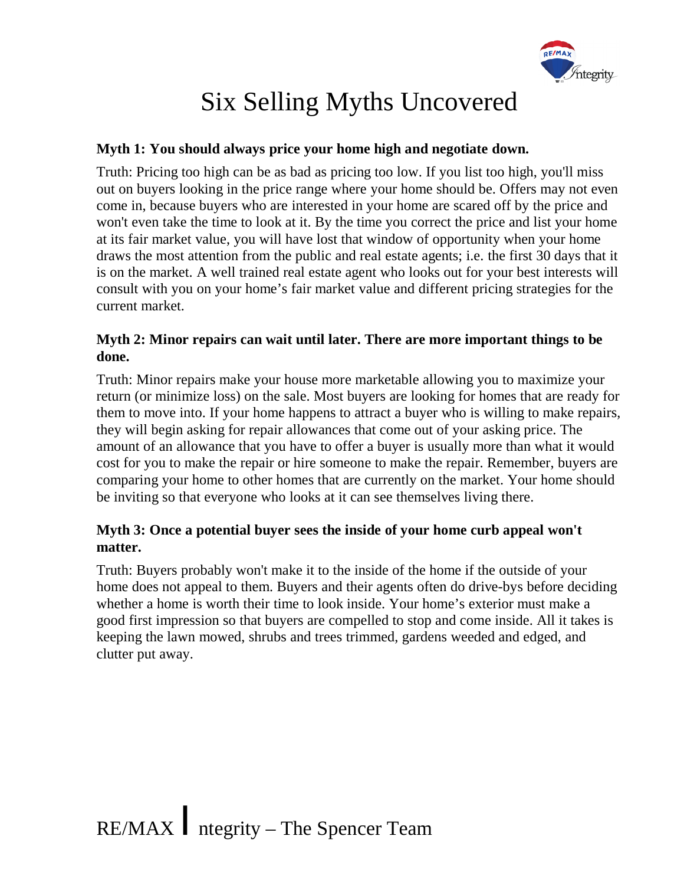# Six Selling Myths Uncovered

**Myth 1: You should always price your home high and negotiate down.**

Truth: Pricing too high can be as bad as pricing too low. If you list too high, you'll miss out on buyers looking in the price range where your home should be. Offers may not even come in, because buyers who are interested in your home are scared off by the price and won't even take the time to look at it. By the time you correct the price and list your home at its fair market value, you will have lost that window of opportunity when your home draws the most attention from the public and real estate agents; i.e. the first 30 days that it is on the market. A well trained real estate agent who looks out for your best interests will consult with you on your home's fair market value and different pricing strategies for the current market.

**Myth 2: Minor repairs can wait until later. There are more important things to be done.**

Truth: Minor repairs make your house more marketable allowing you to maximize your return (or minimize loss) on the sale. Most buyers are looking for homes that are ready for them to move into. If your home happens to attract a buyer who is willing to make repairs, they will begin asking for repair allowances that come out of your asking price. The amount of an allowance that you have to offer a buyer is usually more than what it would cost for you to make the repair or hire someone to make the repair. Remember, buyers are comparing your home to other homes that are currently on the market. Your home should be inviting so that everyone who looks at it can see themselves living there.

**Myth 3: Once a potential buyer sees the inside of your home curb appeal won't matter.**

Truth: Buyers probably won't make it to the inside of the home if the outside of your home does not appeal to them. Buyers and their agents often do drive-bys before deciding whether a home is worth their time to look inside. Your home's exterior must make a good first impression so that buyers are compelled to stop and come inside. All it takes is keeping the lawn mowed, shrubs and trees trimmed, gardens weeded and edged, and clutter put away.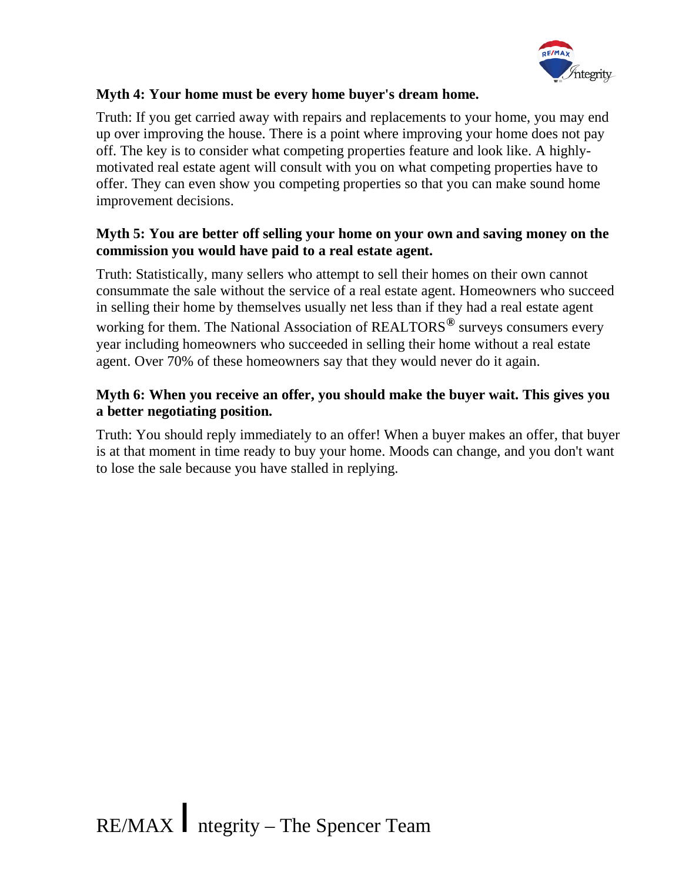**Myth 4: Your home must be every home buyer's dream home.**

Truth: If you get carried away with repairs and replacements to your home, you may end up over improving the house. There is a point where improving your home does not pay off. The key is to consider what competing properties feature and look like. A highly-motivated real estate agent will consult with you on what competing properties have to offer. They can even show you competing properties so that you can make sound home improvement decisions.

**Myth 5: You are better off selling your home on your own and saving money on the commission you would have paid to a real estate agent.**

Truth: Statistically, many sellers who attempt to sell their homes on their own cannot consummate the sale without the service of a real estate agent. Homeowners who succeed in selling their home by themselves usually net less than if they had a real estate agent working for them. The National Association of REALTORS® surveys consumers every year including homeowners who succeeded in selling their home without a real estate agent. Over 70% of these homeowners say that they would never do it again.

**Myth 6: When you receive an offer, you should make the buyer wait. This gives you a better negotiating position.**

Truth: You should reply immediately to an offer! When a buyer makes an offer, that buyer is at that moment in time ready to buy your home. Moods can change, and you don't want to lose the sale because you have stalled in replying.